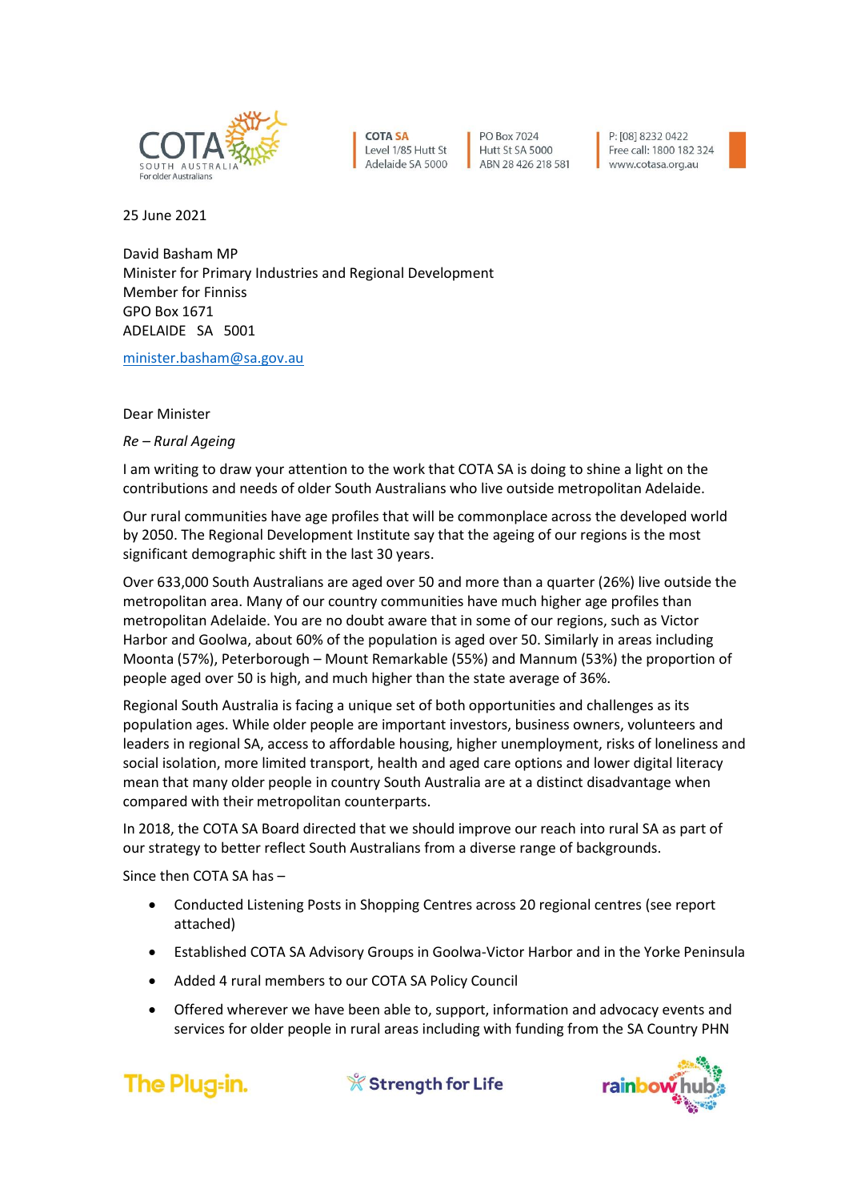COTA SOUTH AUSTRALIA
For older Australians

COTA SA
Level 1/85 Hutt St
Adelaide SA 5000

PO Box 7024
Hutt St SA 5000
ABN 28 426 218 581

P: [08] 8232 0422
Free call: 1800 182 324
www.cotasa.org.au

25 June 2021

David Basham MP
Minister for Primary Industries and Regional Development
Member for Finniss
GPO Box 1671
ADELAIDE SA 5001

minister.basham@sa.gov.au

Dear Minister

*Re – Rural Ageing*

I am writing to draw your attention to the work that COTA SA is doing to shine a light on the contributions and needs of older South Australians who live outside metropolitan Adelaide.

Our rural communities have age profiles that will be commonplace across the developed world by 2050. The Regional Development Institute say that the ageing of our regions is the most significant demographic shift in the last 30 years.

Over 633,000 South Australians are aged over 50 and more than a quarter (26%) live outside the metropolitan area. Many of our country communities have much higher age profiles than metropolitan Adelaide. You are no doubt aware that in some of our regions, such as Victor Harbor and Goolwa, about 60% of the population is aged over 50. Similarly in areas including Moonta (57%), Peterborough – Mount Remarkable (55%) and Mannum (53%) the proportion of people aged over 50 is high, and much higher than the state average of 36%.

Regional South Australia is facing a unique set of both opportunities and challenges as its population ages. While older people are important investors, business owners, volunteers and leaders in regional SA, access to affordable housing, higher unemployment, risks of loneliness and social isolation, more limited transport, health and aged care options and lower digital literacy mean that many older people in country South Australia are at a distinct disadvantage when compared with their metropolitan counterparts.

In 2018, the COTA SA Board directed that we should improve our reach into rural SA as part of our strategy to better reflect South Australians from a diverse range of backgrounds.

Since then COTA SA has –

- Conducted Listening Posts in Shopping Centres across 20 regional centres (see report attached)
- Established COTA SA Advisory Groups in Goolwa-Victor Harbor and in the Yorke Peninsula
- Added 4 rural members to our COTA SA Policy Council
- Offered wherever we have been able to, support, information and advocacy events and services for older people in rural areas including with funding from the SA Country PHN

The Plug-in. Strength for Life rainbow hub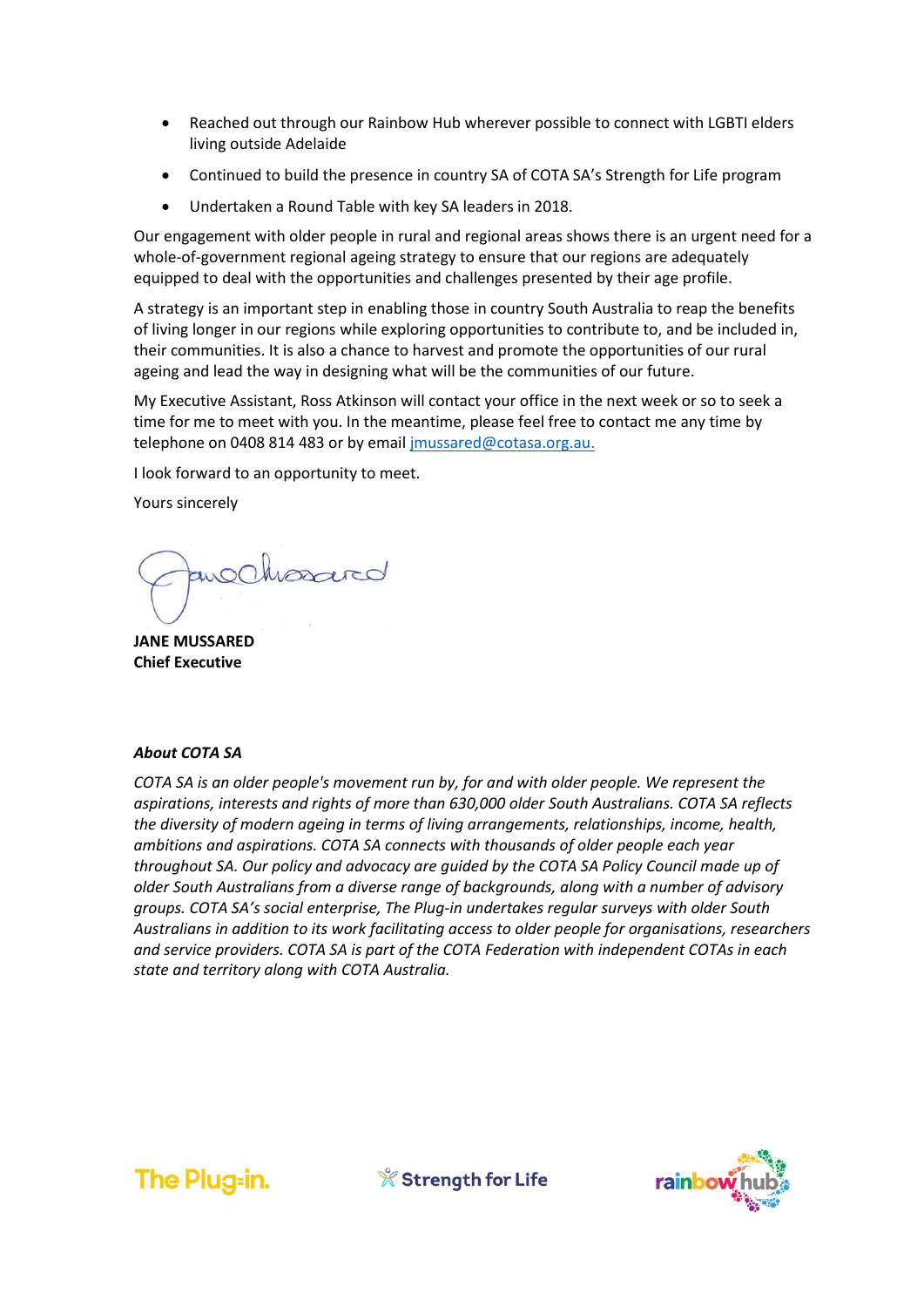- Reached out through our Rainbow Hub wherever possible to connect with LGBTI elders living outside Adelaide
- Continued to build the presence in country SA of COTA SA's Strength for Life program
- Undertaken a Round Table with key SA leaders in 2018.

Our engagement with older people in rural and regional areas shows there is an urgent need for a whole-of-government regional ageing strategy to ensure that our regions are adequately equipped to deal with the opportunities and challenges presented by their age profile.

A strategy is an important step in enabling those in country South Australia to reap the benefits of living longer in our regions while exploring opportunities to contribute to, and be included in, their communities. It is also a chance to harvest and promote the opportunities of our rural ageing and lead the way in designing what will be the communities of our future.

My Executive Assistant, Ross Atkinson will contact your office in the next week or so to seek a time for me to meet with you. In the meantime, please feel free to contact me any time by telephone on 0408 814 483 or by email jmussared@cotasa.org.au.

I look forward to an opportunity to meet.

Yours sincerely

**JANE MUSSARED**
**Chief Executive**

***About COTA SA***

*COTA SA is an older people's movement run by, for and with older people. We represent the aspirations, interests and rights of more than 630,000 older South Australians. COTA SA reflects the diversity of modern ageing in terms of living arrangements, relationships, income, health, ambitions and aspirations. COTA SA connects with thousands of older people each year throughout SA. Our policy and advocacy are guided by the COTA SA Policy Council made up of older South Australians from a diverse range of backgrounds, along with a number of advisory groups. COTA SA's social enterprise, The Plug-in undertakes regular surveys with older South Australians in addition to its work facilitating access to older people for organisations, researchers and service providers. COTA SA is part of the COTA Federation with independent COTAs in each state and territory along with COTA Australia.*

The Plug-in. Strength for Life rainbow hub